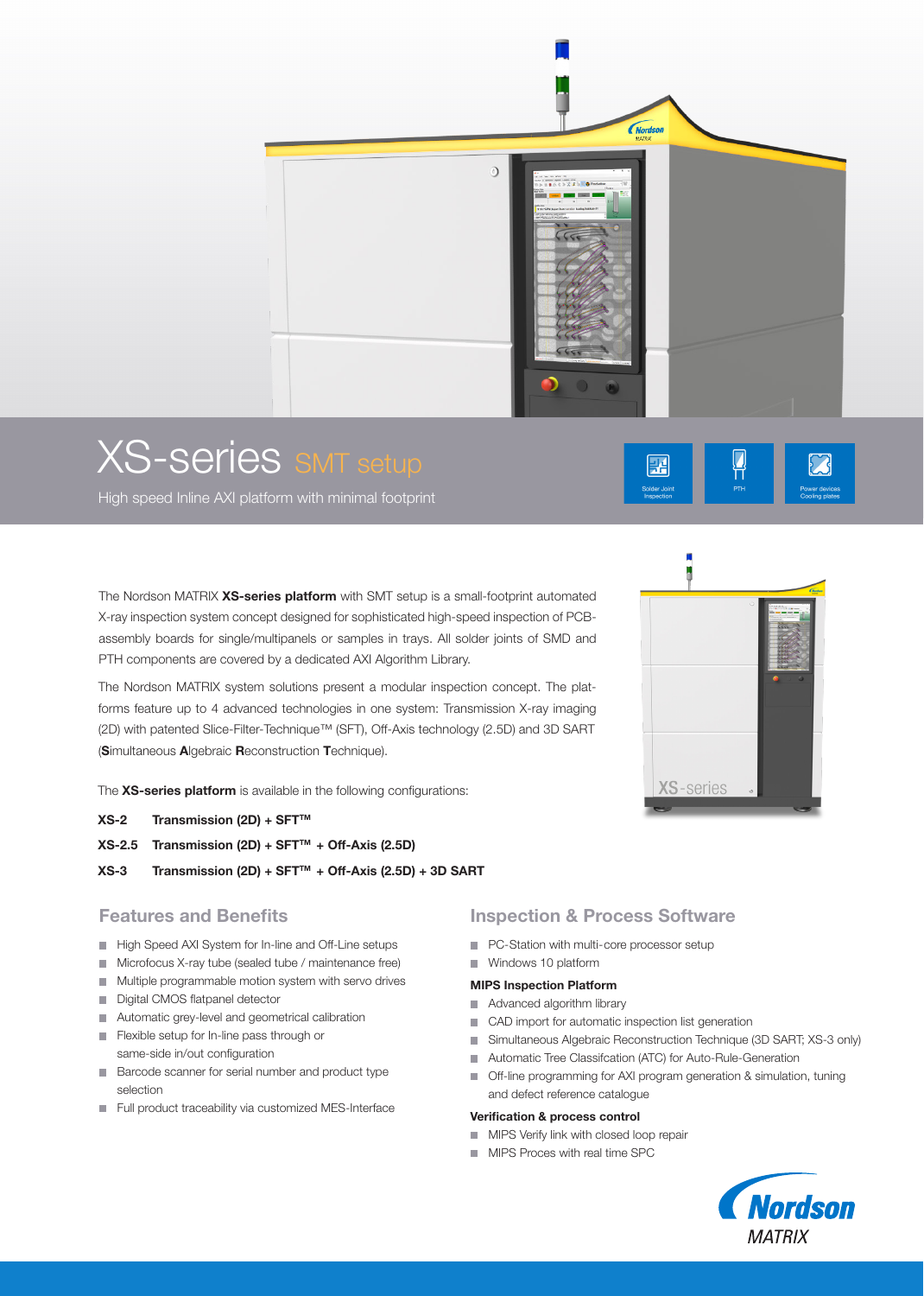# XS-series SMT setup

High speed Inline AXI platform with minimal footprint

Solder Joint Inspection | PTH | Power devices Cooling plates

The Nordson MATRIX **XS-series platform** with SMT setup is a small-footprint automated X-ray inspection system concept designed for sophisticated high-speed inspection of PCB-assembly boards for single/multipanels or samples in trays. All solder joints of SMD and PTH components are covered by a dedicated AXI Algorithm Library.

The Nordson MATRIX system solutions present a modular inspection concept. The platforms feature up to 4 advanced technologies in one system: Transmission X-ray imaging (2D) with patented Slice-Filter-Technique™ (SFT), Off-Axis technology (2.5D) and 3D SART (**S**imultaneous **A**lgebraic **R**econstruction **T**echnique).

The **XS-series platform** is available in the following configurations:

**XS-2** **Transmission (2D) + SFT™**

**XS-2.5** **Transmission (2D) + SFT™ + Off-Axis (2.5D)**

**XS-3** **Transmission (2D) + SFT™ + Off-Axis (2.5D) + 3D SART**

## Features and Benefits

- High Speed AXI System for In-line and Off-Line setups
- Microfocus X-ray tube (sealed tube / maintenance free)
- Multiple programmable motion system with servo drives
- Digital CMOS flatpanel detector
- Automatic grey-level and geometrical calibration
- Flexible setup for In-line pass through or same-side in/out configuration
- Barcode scanner for serial number and product type selection
- Full product traceability via customized MES-Interface

## Inspection & Process Software

- PC-Station with multi-core processor setup
- Windows 10 platform

### MIPS Inspection Platform

- Advanced algorithm library
- CAD import for automatic inspection list generation
- Simultaneous Algebraic Reconstruction Technique (3D SART; XS-3 only)
- Automatic Tree Classifcation (ATC) for Auto-Rule-Generation
- Off-line programming for AXI program generation & simulation, tuning and defect reference catalogue

### Verification & process control

- MIPS Verify link with closed loop repair
- MIPS Proces with real time SPC

Nordson MATRIX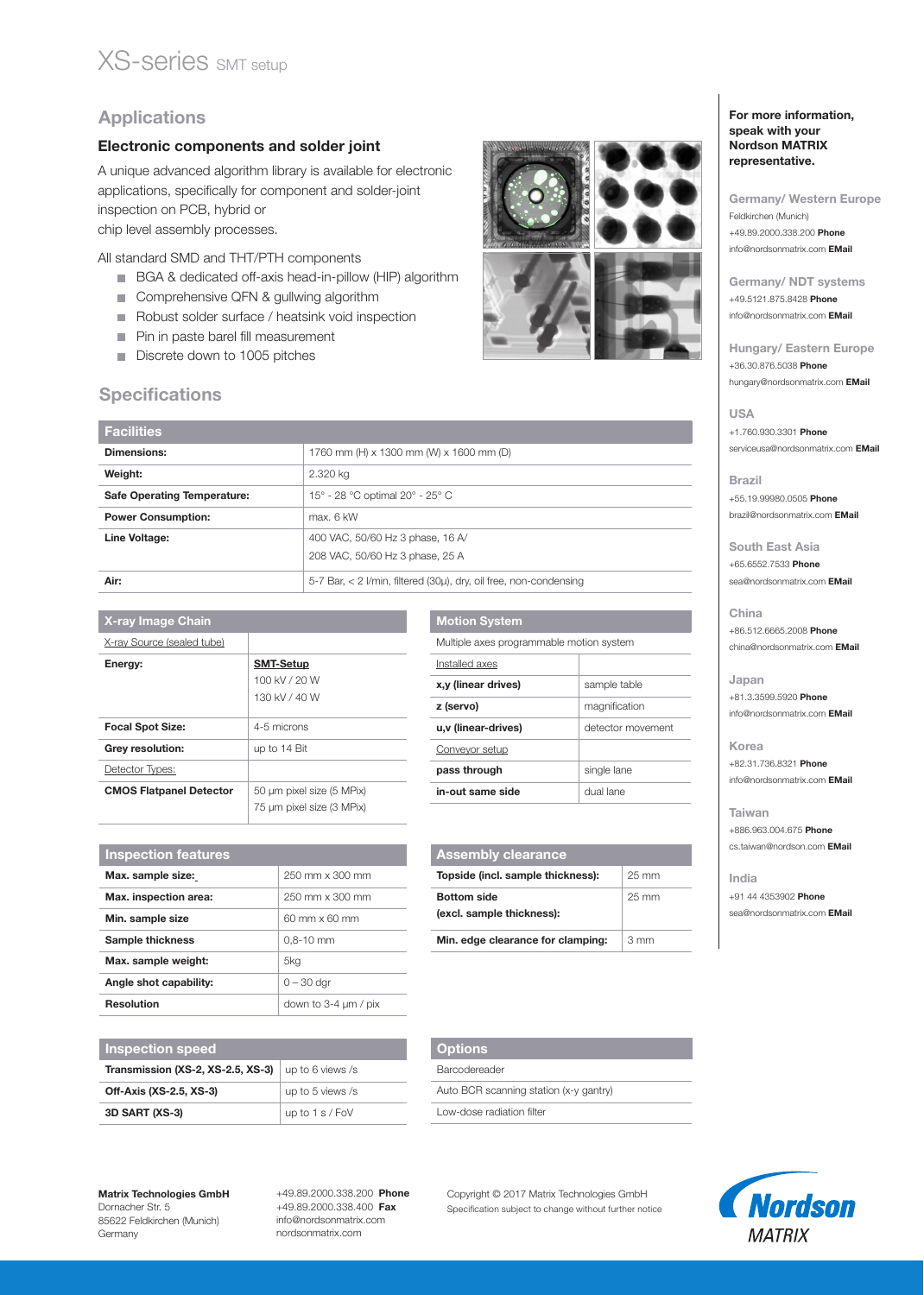# XS-series SMT setup

## Applications

### Electronic components and solder joint

A unique advanced algorithm library is available for electronic applications, specifically for component and solder-joint inspection on PCB, hybrid or chip level assembly processes.

All standard SMD and THT/PTH components

- BGA & dedicated off-axis head-in-pillow (HIP) algorithm
- Comprehensive QFN & gullwing algorithm
- Robust solder surface / heatsink void inspection
- Pin in paste barel fill measurement
- Discrete down to 1005 pitches

## Specifications

| Facilities | |
|---|---|
| **Dimensions:** | 1760 mm (H) x 1300 mm (W) x 1600 mm (D) |
| **Weight:** | 2.320 kg |
| **Safe Operating Temperature:** | 15° - 28 °C optimal 20° - 25° C |
| **Power Consumption:** | max. 6 kW |
| **Line Voltage:** | 400 VAC, 50/60 Hz 3 phase, 16 A/<br>208 VAC, 50/60 Hz 3 phase, 25 A |
| **Air:** | 5-7 Bar, < 2 l/min, filtered (30µ), dry, oil free, non-condensing |

| X-ray Image Chain | |
|---|---|
| X-ray Source (sealed tube) | |
| **Energy:** | **SMT-Setup**<br>100 kV / 20 W<br>130 kV / 40 W |
| **Focal Spot Size:** | 4-5 microns |
| **Grey resolution:** | up to 14 Bit |
| Detector Types: | |
| **CMOS Flatpanel Detector** | 50 µm pixel size (5 MPix)<br>75 µm pixel size (3 MPix) |

| Motion System | |
|---|---|
| Multiple axes programmable motion system | |
| Installed axes | |
| **x,y (linear drives)** | sample table |
| **z (servo)** | magnification |
| **u,v (linear-drives)** | detector movement |
| Conveyor setup | |
| **pass through** | single lane |
| **in-out same side** | dual lane |

| Inspection features | |
|---|---|
| **Max. sample size:** | 250 mm x 300 mm |
| **Max. inspection area:** | 250 mm x 300 mm |
| **Min. sample size** | 60 mm x 60 mm |
| **Sample thickness** | 0,8-10 mm |
| **Max. sample weight:** | 5kg |
| **Angle shot capability:** | 0 – 30 dgr |
| **Resolution** | down to 3-4 µm / pix |

| Assembly clearance | |
|---|---|
| **Topside (incl. sample thickness):** | 25 mm |
| **Bottom side (excl. sample thickness):** | 25 mm |
| **Min. edge clearance for clamping:** | 3 mm |

| Inspection speed | |
|---|---|
| **Transmission (XS-2, XS-2.5, XS-3)** | up to 6 views /s |
| **Off-Axis (XS-2.5, XS-3)** | up to 5 views /s |
| **3D SART (XS-3)** | up to 1 s / FoV |

| Options |
|---|
| Barcodereader |
| Auto BCR scanning station (x-y gantry) |
| Low-dose radiation filter |

**For more information, speak with your Nordson MATRIX representative.**

**Germany/ Western Europe**
Feldkirchen (Munich)
+49.89.2000.338.200 **Phone**
info@nordsonmatrix.com **EMail**

**Germany/ NDT systems**
+49.5121.875.8428 **Phone**
info@nordsonmatrix.com **EMail**

**Hungary/ Eastern Europe**
+36.30.876.5038 **Phone**
hungary@nordsonmatrix.com **EMail**

**USA**
+1.760.930.3301 **Phone**
serviceusa@nordsonmatrix.com **EMail**

**Brazil**
+55.19.99980.0505 **Phone**
brazil@nordsonmatrix.com **EMail**

**South East Asia**
+65.6552.7533 **Phone**
sea@nordsonmatrix.com **EMail**

**China**
+86.512.6665.2008 **Phone**
china@nordsonmatrix.com **EMail**

**Japan**
+81.3.3599.5920 **Phone**
info@nordsonmatrix.com **EMail**

**Korea**
+82.31.736.8321 **Phone**
info@nordsonmatrix.com **EMail**

**Taiwan**
+886.963.004.675 **Phone**
cs.taiwan@nordson.com **EMail**

**India**
+91 44 4353902 **Phone**
sea@nordsonmatrix.com **EMail**

**Matrix Technologies GmbH**
Dornacher Str. 5
85622 Feldkirchen (Munich)
Germany

+49.89.2000.338.200 **Phone**
+49.89.2000.338.400 **Fax**
info@nordsonmatrix.com
nordsonmatrix.com

Copyright © 2017 Matrix Technologies GmbH
Specification subject to change without further notice

Nordson MATRIX